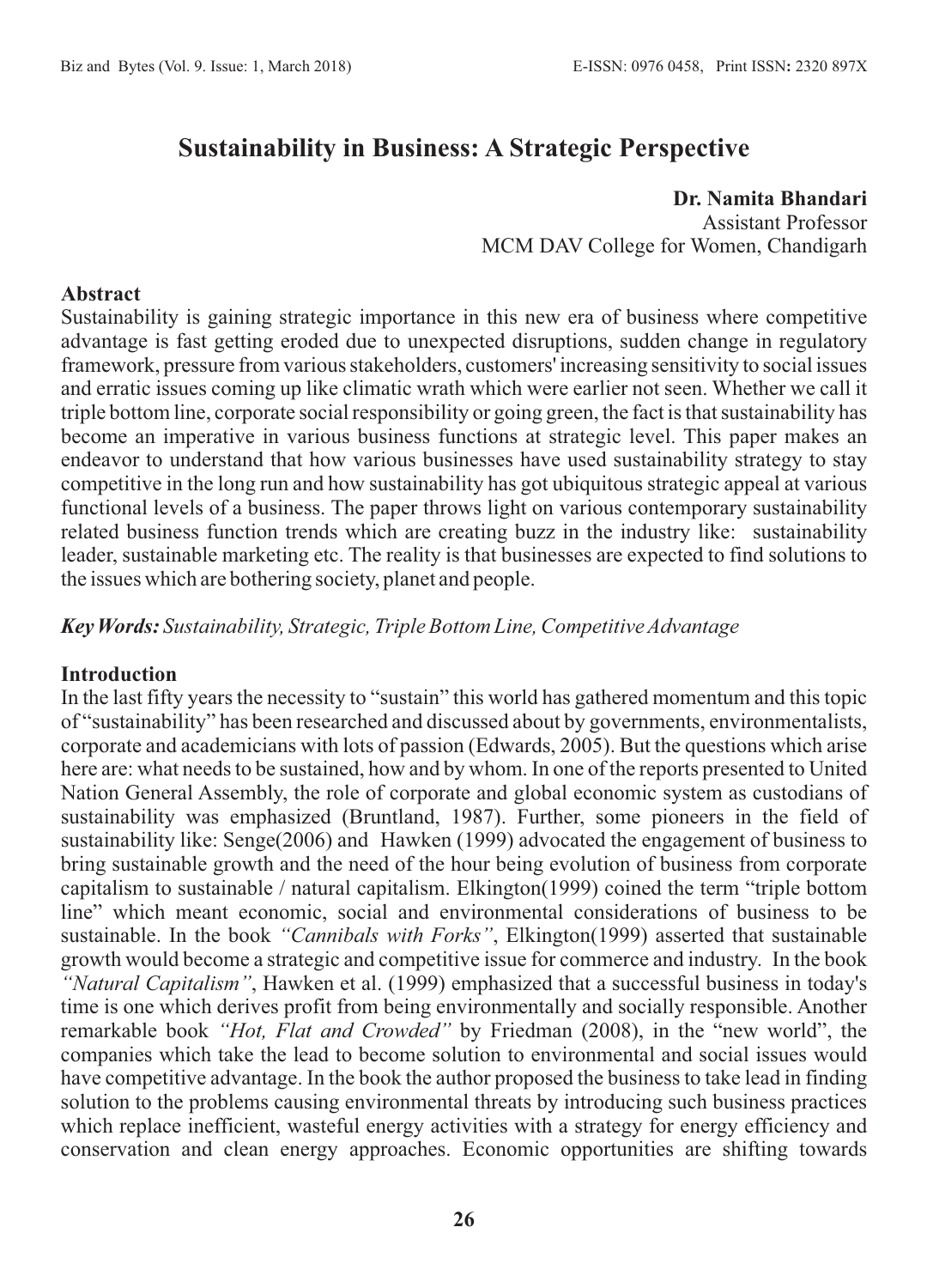# Sustainability in Business: A Strategic Perspective

**Dr. Namita Bhandari**
Assistant Professor
MCM DAV College for Women, Chandigarh

## Abstract

Sustainability is gaining strategic importance in this new era of business where competitive advantage is fast getting eroded due to unexpected disruptions, sudden change in regulatory framework, pressure from various stakeholders, customers' increasing sensitivity to social issues and erratic issues coming up like climatic wrath which were earlier not seen. Whether we call it triple bottom line, corporate social responsibility or going green, the fact is that sustainability has become an imperative in various business functions at strategic level. This paper makes an endeavor to understand that how various businesses have used sustainability strategy to stay competitive in the long run and how sustainability has got ubiquitous strategic appeal at various functional levels of a business. The paper throws light on various contemporary sustainability related business function trends which are creating buzz in the industry like: sustainability leader, sustainable marketing etc. The reality is that businesses are expected to find solutions to the issues which are bothering society, planet and people.

***Key Words:*** *Sustainability, Strategic, Triple Bottom Line, Competitive Advantage*

## Introduction

In the last fifty years the necessity to "sustain" this world has gathered momentum and this topic of "sustainability" has been researched and discussed about by governments, environmentalists, corporate and academicians with lots of passion (Edwards, 2005). But the questions which arise here are: what needs to be sustained, how and by whom. In one of the reports presented to United Nation General Assembly, the role of corporate and global economic system as custodians of sustainability was emphasized (Bruntland, 1987). Further, some pioneers in the field of sustainability like: Senge(2006) and Hawken (1999) advocated the engagement of business to bring sustainable growth and the need of the hour being evolution of business from corporate capitalism to sustainable / natural capitalism. Elkington(1999) coined the term "triple bottom line" which meant economic, social and environmental considerations of business to be sustainable. In the book *"Cannibals with Forks"*, Elkington(1999) asserted that sustainable growth would become a strategic and competitive issue for commerce and industry. In the book *"Natural Capitalism"*, Hawken et al. (1999) emphasized that a successful business in today's time is one which derives profit from being environmentally and socially responsible. Another remarkable book *"Hot, Flat and Crowded"* by Friedman (2008), in the "new world", the companies which take the lead to become solution to environmental and social issues would have competitive advantage. In the book the author proposed the business to take lead in finding solution to the problems causing environmental threats by introducing such business practices which replace inefficient, wasteful energy activities with a strategy for energy efficiency and conservation and clean energy approaches. Economic opportunities are shifting towards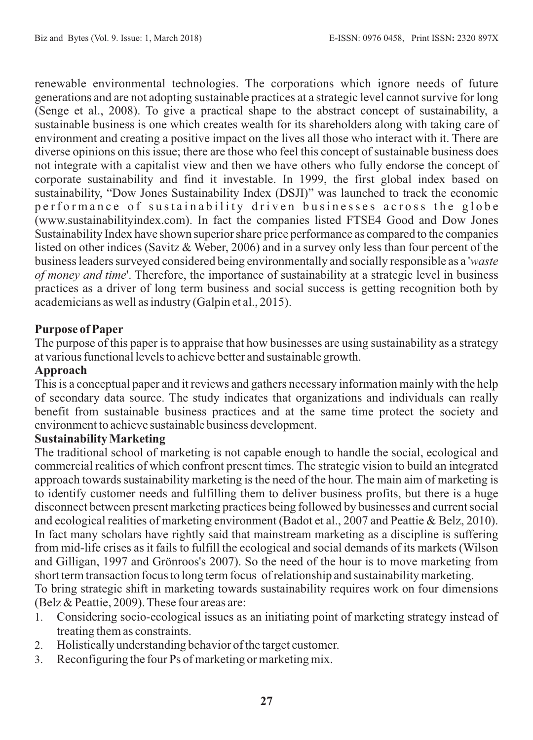renewable environmental technologies. The corporations which ignore needs of future generations and are not adopting sustainable practices at a strategic level cannot survive for long (Senge et al., 2008). To give a practical shape to the abstract concept of sustainability, a sustainable business is one which creates wealth for its shareholders along with taking care of environment and creating a positive impact on the lives all those who interact with it. There are diverse opinions on this issue; there are those who feel this concept of sustainable business does not integrate with a capitalist view and then we have others who fully endorse the concept of corporate sustainability and find it investable. In 1999, the first global index based on sustainability, "Dow Jones Sustainability Index (DSJI)" was launched to track the economic performance of sustainability driven businesses across the globe (www.sustainabilityindex.com). In fact the companies listed FTSE4 Good and Dow Jones Sustainability Index have shown superior share price performance as compared to the companies listed on other indices (Savitz & Weber, 2006) and in a survey only less than four percent of the business leaders surveyed considered being environmentally and socially responsible as a '*waste of money and time*'. Therefore, the importance of sustainability at a strategic level in business practices as a driver of long term business and social success is getting recognition both by academicians as well as industry (Galpin et al., 2015).

**Purpose of Paper**

The purpose of this paper is to appraise that how businesses are using sustainability as a strategy at various functional levels to achieve better and sustainable growth.

**Approach**

This is a conceptual paper and it reviews and gathers necessary information mainly with the help of secondary data source. The study indicates that organizations and individuals can really benefit from sustainable business practices and at the same time protect the society and environment to achieve sustainable business development.

**Sustainability Marketing**

The traditional school of marketing is not capable enough to handle the social, ecological and commercial realities of which confront present times. The strategic vision to build an integrated approach towards sustainability marketing is the need of the hour. The main aim of marketing is to identify customer needs and fulfilling them to deliver business profits, but there is a huge disconnect between present marketing practices being followed by businesses and current social and ecological realities of marketing environment (Badot et al., 2007 and Peattie & Belz, 2010). In fact many scholars have rightly said that mainstream marketing as a discipline is suffering from mid-life crises as it fails to fulfill the ecological and social demands of its markets (Wilson and Gilligan, 1997 and Grönroos's 2007). So the need of the hour is to move marketing from short term transaction focus to long term focus of relationship and sustainability marketing.

To bring strategic shift in marketing towards sustainability requires work on four dimensions (Belz & Peattie, 2009). These four areas are:

1. Considering socio-ecological issues as an initiating point of marketing strategy instead of treating them as constraints.
2. Holistically understanding behavior of the target customer.
3. Reconfiguring the four Ps of marketing or marketing mix.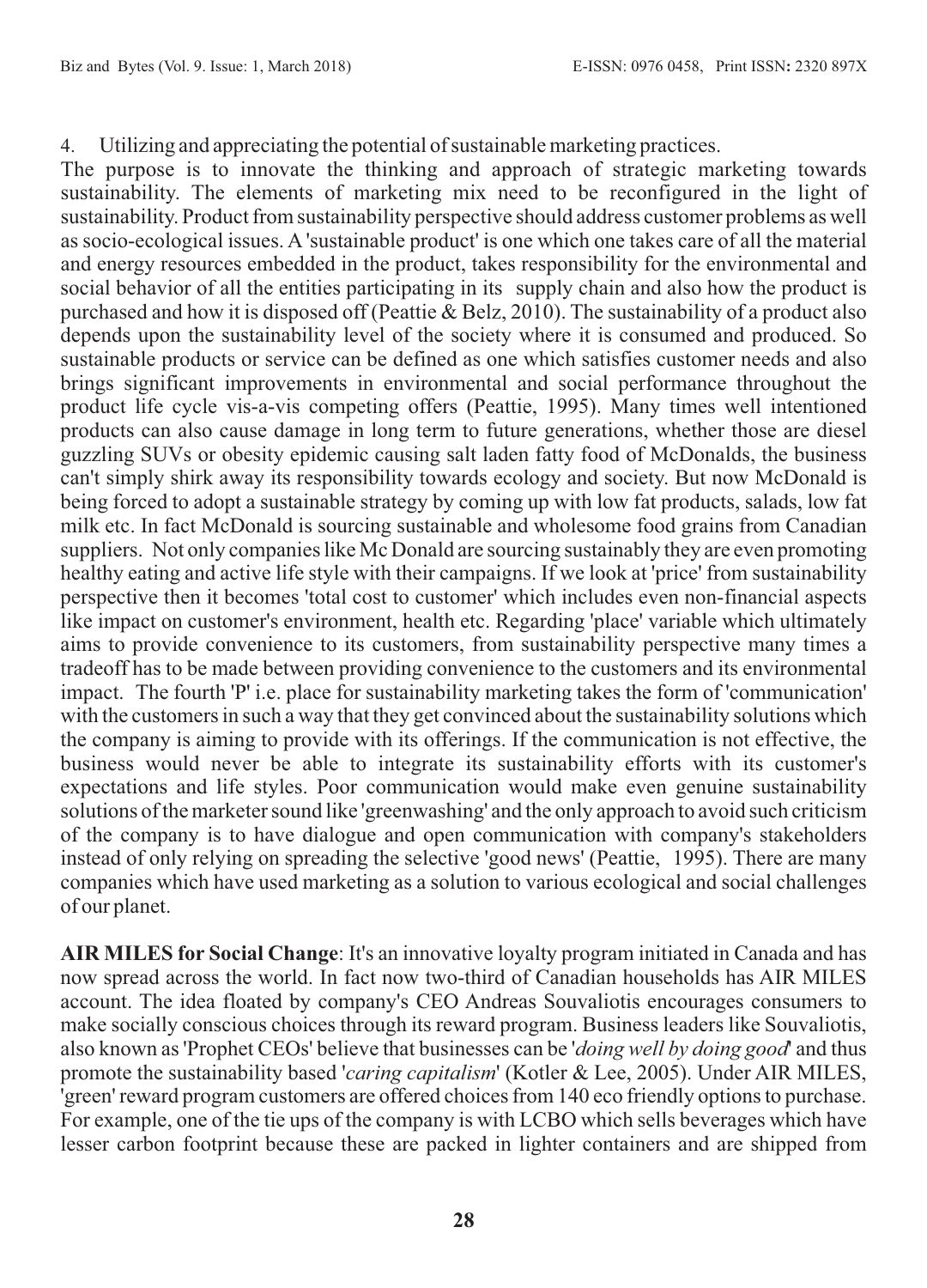4. Utilizing and appreciating the potential of sustainable marketing practices.

The purpose is to innovate the thinking and approach of strategic marketing towards sustainability. The elements of marketing mix need to be reconfigured in the light of sustainability. Product from sustainability perspective should address customer problems as well as socio-ecological issues. A 'sustainable product' is one which one takes care of all the material and energy resources embedded in the product, takes responsibility for the environmental and social behavior of all the entities participating in its supply chain and also how the product is purchased and how it is disposed off (Peattie & Belz, 2010). The sustainability of a product also depends upon the sustainability level of the society where it is consumed and produced. So sustainable products or service can be defined as one which satisfies customer needs and also brings significant improvements in environmental and social performance throughout the product life cycle vis-a-vis competing offers (Peattie, 1995). Many times well intentioned products can also cause damage in long term to future generations, whether those are diesel guzzling SUVs or obesity epidemic causing salt laden fatty food of McDonalds, the business can't simply shirk away its responsibility towards ecology and society. But now McDonald is being forced to adopt a sustainable strategy by coming up with low fat products, salads, low fat milk etc. In fact McDonald is sourcing sustainable and wholesome food grains from Canadian suppliers. Not only companies like Mc Donald are sourcing sustainably they are even promoting healthy eating and active life style with their campaigns. If we look at 'price' from sustainability perspective then it becomes 'total cost to customer' which includes even non-financial aspects like impact on customer's environment, health etc. Regarding 'place' variable which ultimately aims to provide convenience to its customers, from sustainability perspective many times a tradeoff has to be made between providing convenience to the customers and its environmental impact. The fourth 'P' i.e. place for sustainability marketing takes the form of 'communication' with the customers in such a way that they get convinced about the sustainability solutions which the company is aiming to provide with its offerings. If the communication is not effective, the business would never be able to integrate its sustainability efforts with its customer's expectations and life styles. Poor communication would make even genuine sustainability solutions of the marketer sound like 'greenwashing' and the only approach to avoid such criticism of the company is to have dialogue and open communication with company's stakeholders instead of only relying on spreading the selective 'good news' (Peattie, 1995). There are many companies which have used marketing as a solution to various ecological and social challenges of our planet.

**AIR MILES for Social Change**: It's an innovative loyalty program initiated in Canada and has now spread across the world. In fact now two-third of Canadian households has AIR MILES account. The idea floated by company's CEO Andreas Souvaliotis encourages consumers to make socially conscious choices through its reward program. Business leaders like Souvaliotis, also known as 'Prophet CEOs' believe that businesses can be '*doing well by doing good*' and thus promote the sustainability based '*caring capitalism*' (Kotler & Lee, 2005). Under AIR MILES, 'green' reward program customers are offered choices from 140 eco friendly options to purchase. For example, one of the tie ups of the company is with LCBO which sells beverages which have lesser carbon footprint because these are packed in lighter containers and are shipped from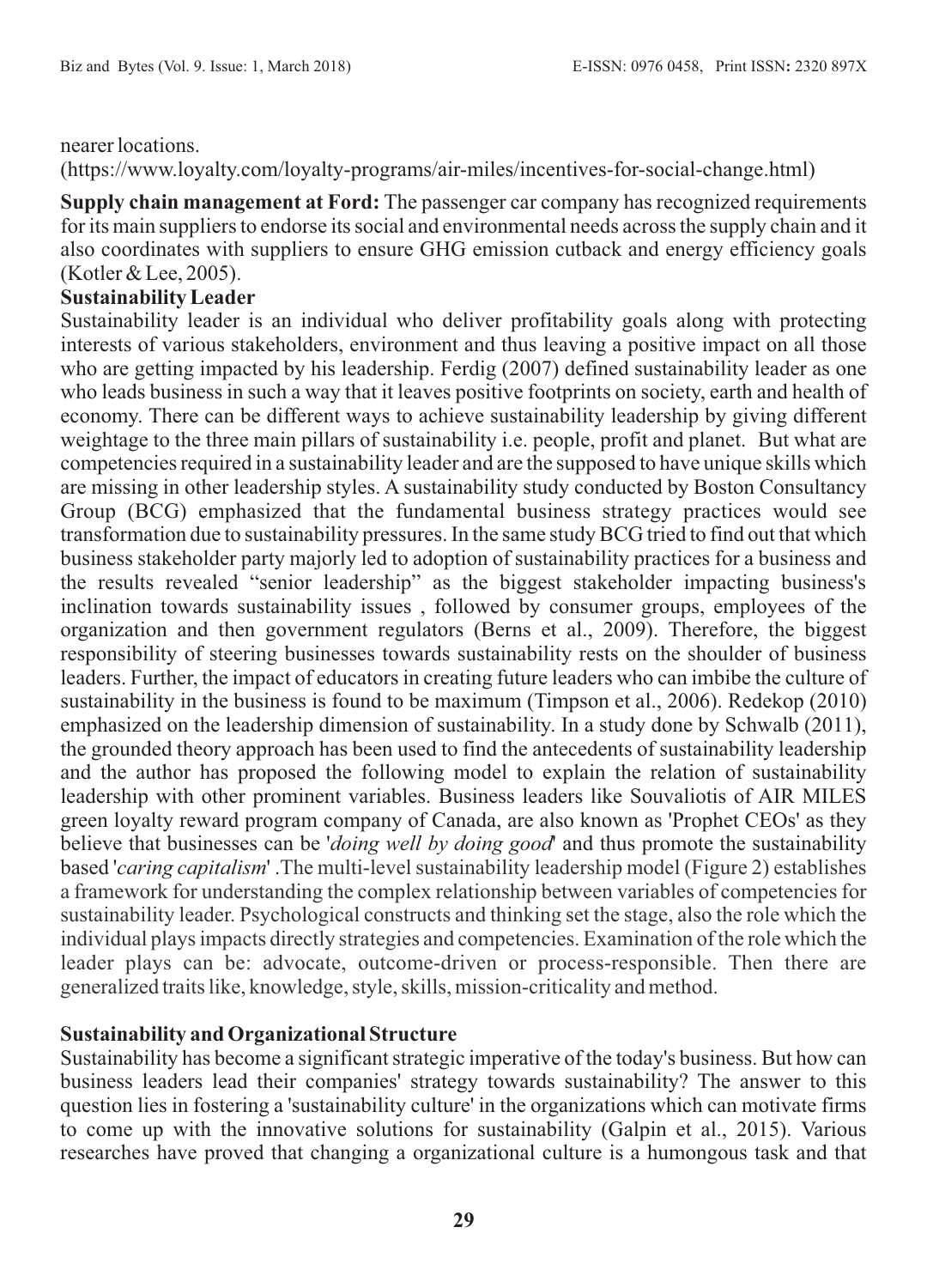nearer locations.

(https://www.loyalty.com/loyalty-programs/air-miles/incentives-for-social-change.html)

**Supply chain management at Ford:** The passenger car company has recognized requirements for its main suppliers to endorse its social and environmental needs across the supply chain and it also coordinates with suppliers to ensure GHG emission cutback and energy efficiency goals (Kotler & Lee, 2005).

**Sustainability Leader**

Sustainability leader is an individual who deliver profitability goals along with protecting interests of various stakeholders, environment and thus leaving a positive impact on all those who are getting impacted by his leadership. Ferdig (2007) defined sustainability leader as one who leads business in such a way that it leaves positive footprints on society, earth and health of economy. There can be different ways to achieve sustainability leadership by giving different weightage to the three main pillars of sustainability i.e. people, profit and planet. But what are competencies required in a sustainability leader and are the supposed to have unique skills which are missing in other leadership styles. A sustainability study conducted by Boston Consultancy Group (BCG) emphasized that the fundamental business strategy practices would see transformation due to sustainability pressures. In the same study BCG tried to find out that which business stakeholder party majorly led to adoption of sustainability practices for a business and the results revealed "senior leadership" as the biggest stakeholder impacting business's inclination towards sustainability issues , followed by consumer groups, employees of the organization and then government regulators (Berns et al., 2009). Therefore, the biggest responsibility of steering businesses towards sustainability rests on the shoulder of business leaders. Further, the impact of educators in creating future leaders who can imbibe the culture of sustainability in the business is found to be maximum (Timpson et al., 2006). Redekop (2010) emphasized on the leadership dimension of sustainability. In a study done by Schwalb (2011), the grounded theory approach has been used to find the antecedents of sustainability leadership and the author has proposed the following model to explain the relation of sustainability leadership with other prominent variables. Business leaders like Souvaliotis of AIR MILES green loyalty reward program company of Canada, are also known as 'Prophet CEOs' as they believe that businesses can be '*doing well by doing good*' and thus promote the sustainability based '*caring capitalism*' .The multi-level sustainability leadership model (Figure 2) establishes a framework for understanding the complex relationship between variables of competencies for sustainability leader. Psychological constructs and thinking set the stage, also the role which the individual plays impacts directly strategies and competencies. Examination of the role which the leader plays can be: advocate, outcome-driven or process-responsible. Then there are generalized traits like, knowledge, style, skills, mission-criticality and method.

**Sustainability and Organizational Structure**

Sustainability has become a significant strategic imperative of the today's business. But how can business leaders lead their companies' strategy towards sustainability? The answer to this question lies in fostering a 'sustainability culture' in the organizations which can motivate firms to come up with the innovative solutions for sustainability (Galpin et al., 2015). Various researches have proved that changing a organizational culture is a humongous task and that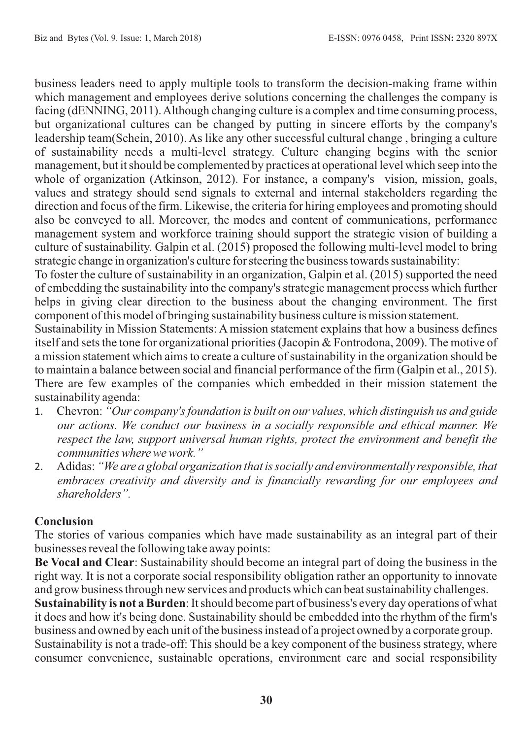business leaders need to apply multiple tools to transform the decision-making frame within which management and employees derive solutions concerning the challenges the company is facing (dENNING, 2011). Although changing culture is a complex and time consuming process, but organizational cultures can be changed by putting in sincere efforts by the company's leadership team(Schein, 2010). As like any other successful cultural change , bringing a culture of sustainability needs a multi-level strategy. Culture changing begins with the senior management, but it should be complemented by practices at operational level which seep into the whole of organization (Atkinson, 2012). For instance, a company's vision, mission, goals, values and strategy should send signals to external and internal stakeholders regarding the direction and focus of the firm. Likewise, the criteria for hiring employees and promoting should also be conveyed to all. Moreover, the modes and content of communications, performance management system and workforce training should support the strategic vision of building a culture of sustainability. Galpin et al. (2015) proposed the following multi-level model to bring strategic change in organization's culture for steering the business towards sustainability:

To foster the culture of sustainability in an organization, Galpin et al. (2015) supported the need of embedding the sustainability into the company's strategic management process which further helps in giving clear direction to the business about the changing environment. The first component of this model of bringing sustainability business culture is mission statement.

Sustainability in Mission Statements: A mission statement explains that how a business defines itself and sets the tone for organizational priorities (Jacopin & Fontrodona, 2009). The motive of a mission statement which aims to create a culture of sustainability in the organization should be to maintain a balance between social and financial performance of the firm (Galpin et al., 2015). There are few examples of the companies which embedded in their mission statement the sustainability agenda:

1. Chevron: *"Our company's foundation is built on our values, which distinguish us and guide our actions. We conduct our business in a socially responsible and ethical manner. We respect the law, support universal human rights, protect the environment and benefit the communities where we work."*
2. Adidas: *"We are a global organization that is socially and environmentally responsible, that embraces creativity and diversity and is financially rewarding for our employees and shareholders".*

## Conclusion

The stories of various companies which have made sustainability as an integral part of their businesses reveal the following take away points:

**Be Vocal and Clear**: Sustainability should become an integral part of doing the business in the right way. It is not a corporate social responsibility obligation rather an opportunity to innovate and grow business through new services and products which can beat sustainability challenges.

**Sustainability is not a Burden**: It should become part of business's every day operations of what it does and how it's being done. Sustainability should be embedded into the rhythm of the firm's business and owned by each unit of the business instead of a project owned by a corporate group.

Sustainability is not a trade-off: This should be a key component of the business strategy, where consumer convenience, sustainable operations, environment care and social responsibility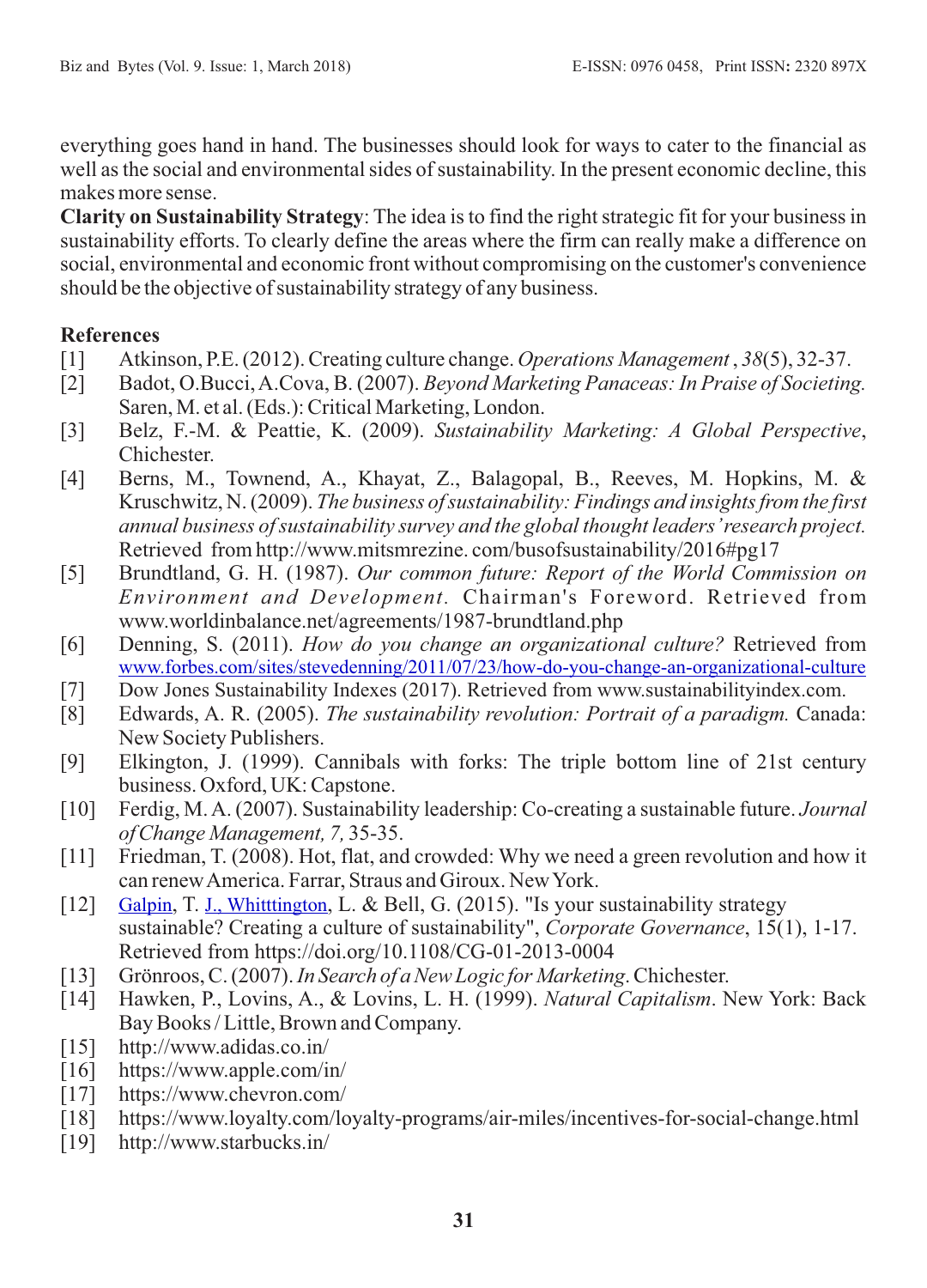everything goes hand in hand. The businesses should look for ways to cater to the financial as well as the social and environmental sides of sustainability. In the present economic decline, this makes more sense.

**Clarity on Sustainability Strategy**: The idea is to find the right strategic fit for your business in sustainability efforts. To clearly define the areas where the firm can really make a difference on social, environmental and economic front without compromising on the customer's convenience should be the objective of sustainability strategy of any business.

## References

[1] Atkinson, P.E. (2012). Creating culture change. *Operations Management* , *38*(5), 32-37.

[2] Badot, O.Bucci, A.Cova, B. (2007). *Beyond Marketing Panaceas: In Praise of Societing.* Saren, M. et al. (Eds.): Critical Marketing, London.

[3] Belz, F.-M. & Peattie, K. (2009). *Sustainability Marketing: A Global Perspective*, Chichester.

[4] Berns, M., Townend, A., Khayat, Z., Balagopal, B., Reeves, M. Hopkins, M. & Kruschwitz, N. (2009). *The business of sustainability: Findings and insights from the first annual business of sustainability survey and the global thought leaders' research project.* Retrieved from http://www.mitsmrezine. com/busofsustainability/2016#pg17

[5] Brundtland, G. H. (1987). *Our common future: Report of the World Commission on Environment and Development.* Chairman's Foreword. Retrieved from www.worldinbalance.net/agreements/1987-brundtland.php

[6] Denning, S. (2011). *How do you change an organizational culture?* Retrieved from www.forbes.com/sites/stevedenning/2011/07/23/how-do-you-change-an-organizational-culture

[7] Dow Jones Sustainability Indexes (2017). Retrieved from www.sustainabilityindex.com.

[8] Edwards, A. R. (2005). *The sustainability revolution: Portrait of a paradigm.* Canada: New Society Publishers.

[9] Elkington, J. (1999). Cannibals with forks: The triple bottom line of 21st century business. Oxford, UK: Capstone.

[10] Ferdig, M. A. (2007). Sustainability leadership: Co-creating a sustainable future. *Journal of Change Management, 7,* 35-35.

[11] Friedman, T. (2008). Hot, flat, and crowded: Why we need a green revolution and how it can renew America. Farrar, Straus and Giroux. New York.

[12] Galpin, T. J., Whitttington, L. & Bell, G. (2015). "Is your sustainability strategy sustainable? Creating a culture of sustainability", *Corporate Governance*, 15(1), 1-17. Retrieved from https://doi.org/10.1108/CG-01-2013-0004

[13] Grönroos, C. (2007). *In Search of a New Logic for Marketing*. Chichester.

[14] Hawken, P., Lovins, A., & Lovins, L. H. (1999). *Natural Capitalism*. New York: Back Bay Books / Little, Brown and Company.

[15] http://www.adidas.co.in/

[16] https://www.apple.com/in/

[17] https://www.chevron.com/

[18] https://www.loyalty.com/loyalty-programs/air-miles/incentives-for-social-change.html

[19] http://www.starbucks.in/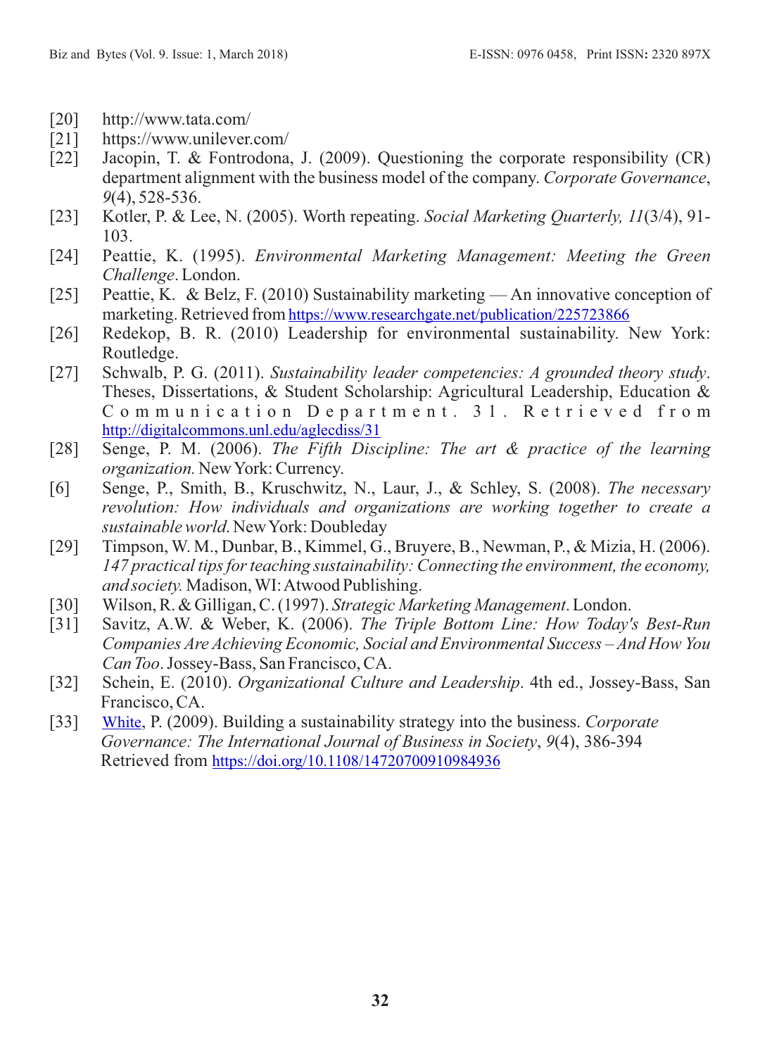[20] http://www.tata.com/

[21] https://www.unilever.com/

[22] Jacopin, T. & Fontrodona, J. (2009). Questioning the corporate responsibility (CR) department alignment with the business model of the company. *Corporate Governance*, *9*(4), 528-536.

[23] Kotler, P. & Lee, N. (2005). Worth repeating. *Social Marketing Quarterly, 11*(3/4), 91-103.

[24] Peattie, K. (1995). *Environmental Marketing Management: Meeting the Green Challenge*. London.

[25] Peattie, K. & Belz, F. (2010) Sustainability marketing — An innovative conception of marketing. Retrieved from https://www.researchgate.net/publication/225723866

[26] Redekop, B. R. (2010) Leadership for environmental sustainability. New York: Routledge.

[27] Schwalb, P. G. (2011). *Sustainability leader competencies: A grounded theory study*. Theses, Dissertations, & Student Scholarship: Agricultural Leadership, Education & Communication Department. 31. Retrieved from http://digitalcommons.unl.edu/aglecdiss/31

[28] Senge, P. M. (2006). *The Fifth Discipline: The art & practice of the learning organization.* New York: Currency.

[6] Senge, P., Smith, B., Kruschwitz, N., Laur, J., & Schley, S. (2008). *The necessary revolution: How individuals and organizations are working together to create a sustainable world.* New York: Doubleday

[29] Timpson, W. M., Dunbar, B., Kimmel, G., Bruyere, B., Newman, P., & Mizia, H. (2006). *147 practical tips for teaching sustainability: Connecting the environment, the economy, and society.* Madison, WI: Atwood Publishing.

[30] Wilson, R. & Gilligan, C. (1997). *Strategic Marketing Management*. London.

[31] Savitz, A.W. & Weber, K. (2006). *The Triple Bottom Line: How Today's Best-Run Companies Are Achieving Economic, Social and Environmental Success – And How You Can Too*. Jossey-Bass, San Francisco, CA.

[32] Schein, E. (2010). *Organizational Culture and Leadership*. 4th ed., Jossey-Bass, San Francisco, CA.

[33] White, P. (2009). Building a sustainability strategy into the business. *Corporate Governance: The International Journal of Business in Society*, *9*(4), 386-394 Retrieved from https://doi.org/10.1108/14720700910984936